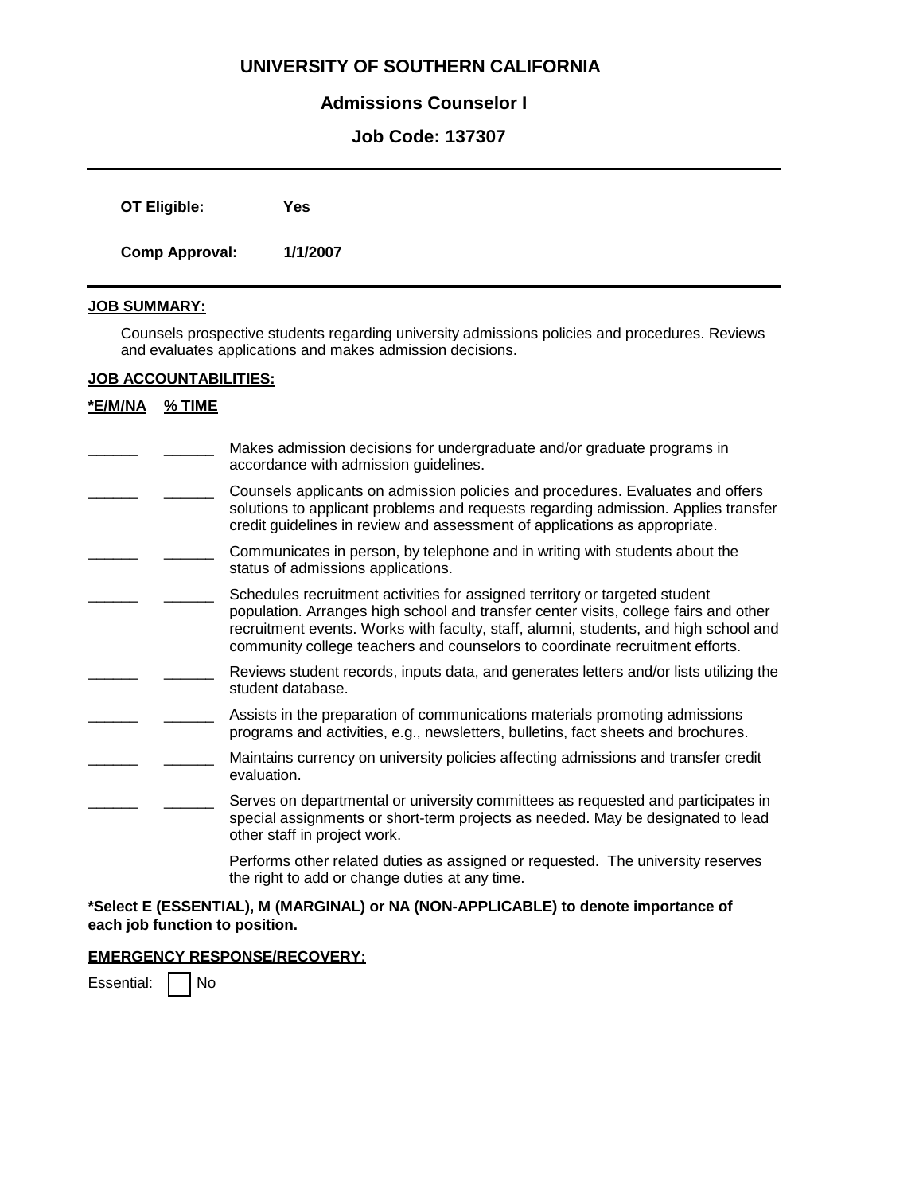# UNIVERSITY OF SOUTHERN CALIFORNIA

## Admissions Counselor I

## Job Code: 137307

---

**OT Eligible:** **Yes**

**Comp Approval:** **1/1/2007**

---

**JOB SUMMARY:**

Counsels prospective students regarding university admissions policies and procedures. Reviews and evaluates applications and makes admission decisions.

**JOB ACCOUNTABILITIES:**

| *E/M/NA | % TIME | |
|---|---|---|
| ______ | ______ | Makes admission decisions for undergraduate and/or graduate programs in accordance with admission guidelines. |
| ______ | ______ | Counsels applicants on admission policies and procedures. Evaluates and offers solutions to applicant problems and requests regarding admission. Applies transfer credit guidelines in review and assessment of applications as appropriate. |
| ______ | ______ | Communicates in person, by telephone and in writing with students about the status of admissions applications. |
| ______ | ______ | Schedules recruitment activities for assigned territory or targeted student population. Arranges high school and transfer center visits, college fairs and other recruitment events. Works with faculty, staff, alumni, students, and high school and community college teachers and counselors to coordinate recruitment efforts. |
| ______ | ______ | Reviews student records, inputs data, and generates letters and/or lists utilizing the student database. |
| ______ | ______ | Assists in the preparation of communications materials promoting admissions programs and activities, e.g., newsletters, bulletins, fact sheets and brochures. |
| ______ | ______ | Maintains currency on university policies affecting admissions and transfer credit evaluation. |
| ______ | ______ | Serves on departmental or university committees as requested and participates in special assignments or short-term projects as needed. May be designated to lead other staff in project work. |
| | | Performs other related duties as assigned or requested. The university reserves the right to add or change duties at any time. |

**\*Select E (ESSENTIAL), M (MARGINAL) or NA (NON-APPLICABLE) to denote importance of each job function to position.**

**EMERGENCY RESPONSE/RECOVERY:**

Essential: ☐ No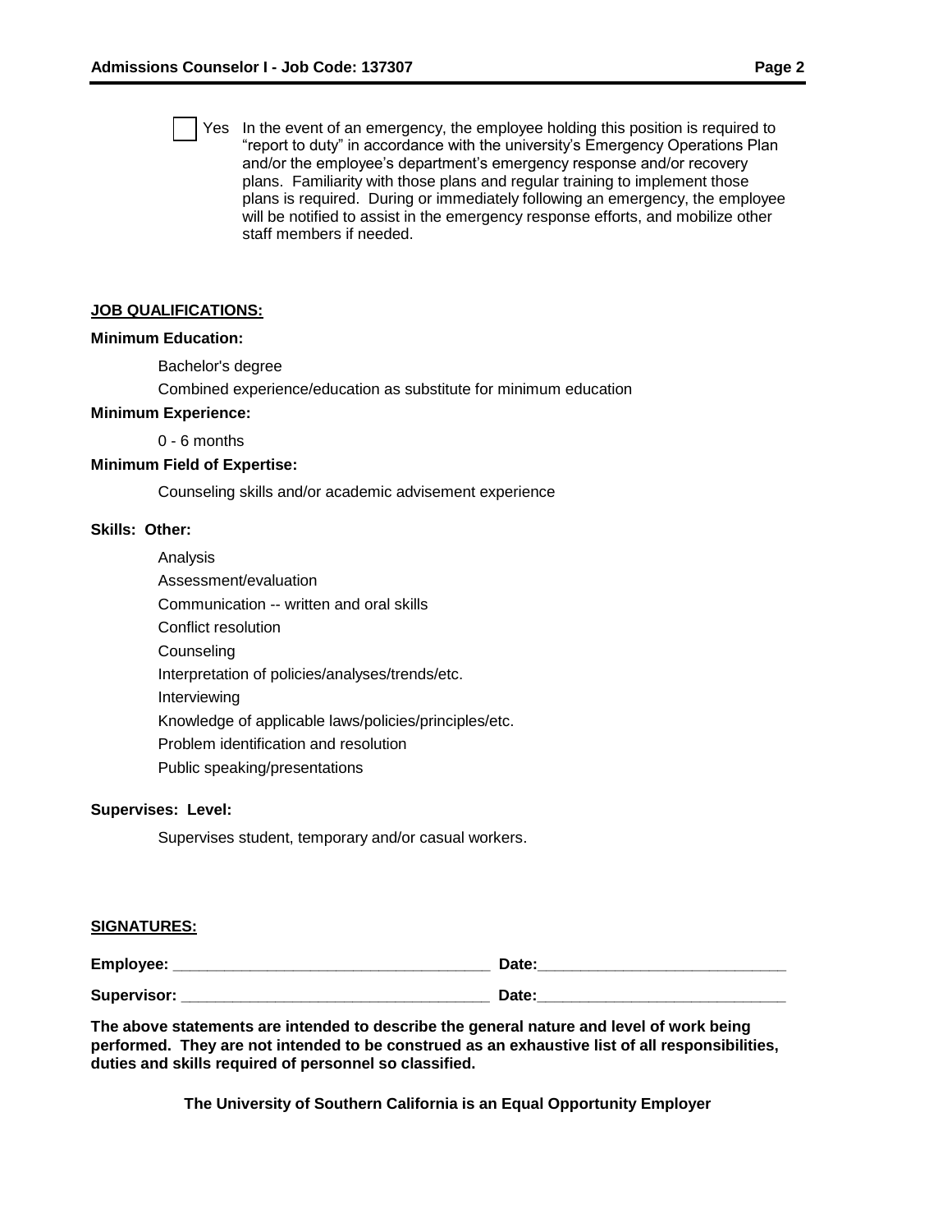☐ Yes In the event of an emergency, the employee holding this position is required to "report to duty" in accordance with the university's Emergency Operations Plan and/or the employee's department's emergency response and/or recovery plans. Familiarity with those plans and regular training to implement those plans is required. During or immediately following an emergency, the employee will be notified to assist in the emergency response efforts, and mobilize other staff members if needed.

**JOB QUALIFICATIONS:**

**Minimum Education:**

Bachelor's degree

Combined experience/education as substitute for minimum education

**Minimum Experience:**

0 - 6 months

**Minimum Field of Expertise:**

Counseling skills and/or academic advisement experience

**Skills: Other:**

Analysis

Assessment/evaluation

Communication -- written and oral skills

Conflict resolution

Counseling

Interpretation of policies/analyses/trends/etc.

Interviewing

Knowledge of applicable laws/policies/principles/etc.

Problem identification and resolution

Public speaking/presentations

**Supervises: Level:**

Supervises student, temporary and/or casual workers.

**SIGNATURES:**

**Employee:** _____________________________________ **Date:**_____________________________

**Supervisor:** ____________________________________ **Date:**_____________________________

**The above statements are intended to describe the general nature and level of work being performed. They are not intended to be construed as an exhaustive list of all responsibilities, duties and skills required of personnel so classified.**

**The University of Southern California is an Equal Opportunity Employer**